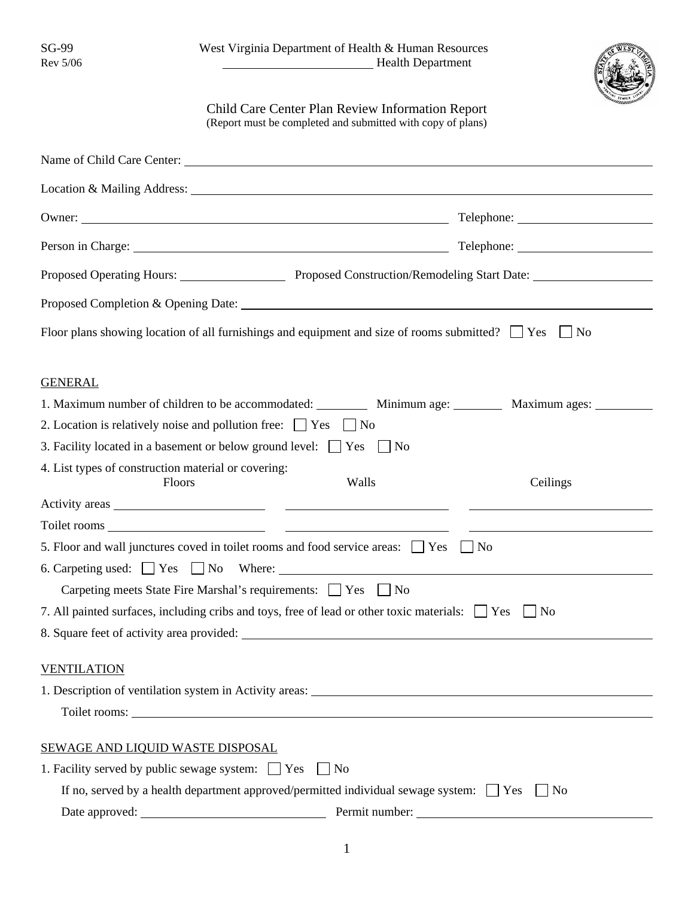SG-99
Rev 5/06

West Virginia Department of Health & Human Resources
\_\_\_\_\_\_\_\_\_\_\_\_\_\_\_\_\_\_\_\_\_\_\_\_ Health Department

# Child Care Center Plan Review Information Report

(Report must be completed and submitted with copy of plans)

Name of Child Care Center: \_\_\_\_\_\_\_\_\_\_\_\_\_\_\_\_\_\_\_\_\_\_\_\_\_\_\_\_\_\_\_\_\_\_\_\_\_\_\_\_

Location & Mailing Address: \_\_\_\_\_\_\_\_\_\_\_\_\_\_\_\_\_\_\_\_\_\_\_\_\_\_\_\_\_\_\_\_\_\_\_\_\_\_\_\_

Owner: \_\_\_\_\_\_\_\_\_\_\_\_\_\_\_\_\_\_\_\_\_\_\_\_\_\_\_\_\_\_ Telephone: \_\_\_\_\_\_\_\_\_\_\_\_\_\_\_\_

Person in Charge: \_\_\_\_\_\_\_\_\_\_\_\_\_\_\_\_\_\_\_\_\_\_\_\_\_\_\_\_\_\_ Telephone: \_\_\_\_\_\_\_\_\_\_\_\_\_\_\_\_

Proposed Operating Hours: \_\_\_\_\_\_\_\_\_\_\_\_ Proposed Construction/Remodeling Start Date: \_\_\_\_\_\_\_\_\_\_\_\_

Proposed Completion & Opening Date: \_\_\_\_\_\_\_\_\_\_\_\_\_\_\_\_\_\_\_\_\_\_\_\_\_\_\_\_\_\_\_\_\_\_\_\_\_\_\_\_

Floor plans showing location of all furnishings and equipment and size of rooms submitted? ☐ Yes ☐ No

## GENERAL

1. Maximum number of children to be accommodated: \_\_\_\_\_\_\_\_ Minimum age: \_\_\_\_\_\_\_\_ Maximum ages: \_\_\_\_\_\_\_\_
2. Location is relatively noise and pollution free: ☐ Yes ☐ No
3. Facility located in a basement or below ground level: ☐ Yes ☐ No
4. List types of construction material or covering:

| | Floors | Walls | Ceilings |
|---|---|---|---|
| Activity areas | | | |
| Toilet rooms | | | |

5. Floor and wall junctures coved in toilet rooms and food service areas: ☐ Yes ☐ No
6. Carpeting used: ☐ Yes ☐ No Where: \_\_\_\_\_\_\_\_\_\_\_\_\_\_\_\_\_\_\_\_\_\_\_\_\_\_\_\_\_\_\_\_

   Carpeting meets State Fire Marshal's requirements: ☐ Yes ☐ No
7. All painted surfaces, including cribs and toys, free of lead or other toxic materials: ☐ Yes ☐ No
8. Square feet of activity area provided: \_\_\_\_\_\_\_\_\_\_\_\_\_\_\_\_\_\_\_\_\_\_\_\_\_\_\_\_\_\_\_\_

## VENTILATION

1. Description of ventilation system in Activity areas: \_\_\_\_\_\_\_\_\_\_\_\_\_\_\_\_\_\_\_\_\_\_\_\_\_\_\_\_\_\_\_\_

   Toilet rooms: \_\_\_\_\_\_\_\_\_\_\_\_\_\_\_\_\_\_\_\_\_\_\_\_\_\_\_\_\_\_\_\_

## SEWAGE AND LIQUID WASTE DISPOSAL

1. Facility served by public sewage system: ☐ Yes ☐ No

   If no, served by a health department approved/permitted individual sewage system: ☐ Yes ☐ No

   Date approved: \_\_\_\_\_\_\_\_\_\_\_\_\_\_\_\_ Permit number: \_\_\_\_\_\_\_\_\_\_\_\_\_\_\_\_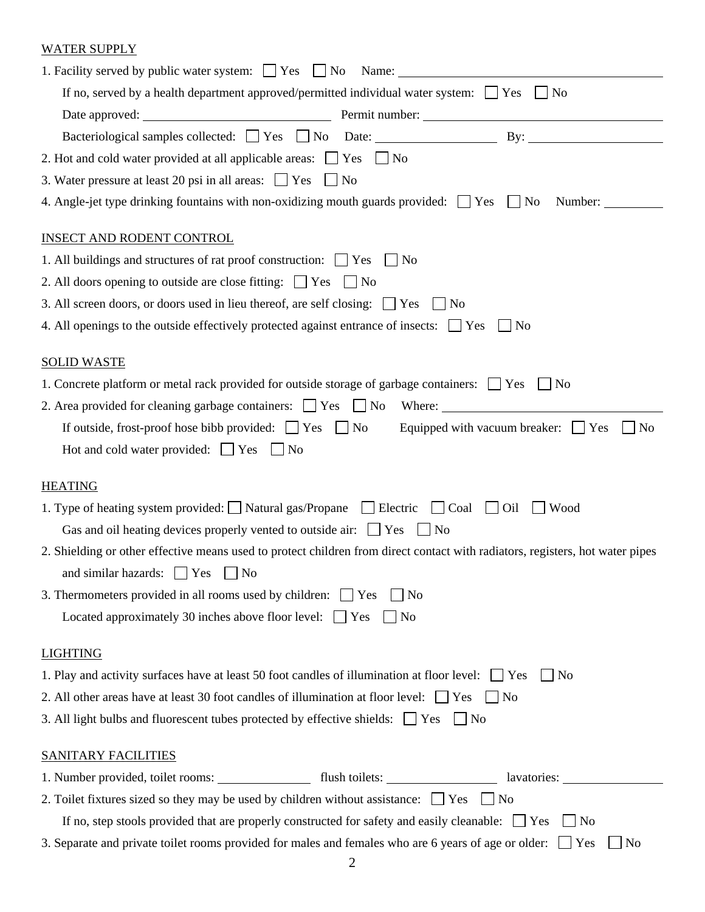WATER SUPPLY

1. Facility served by public water system: ☐ Yes ☐ No Name: ______________________

   If no, served by a health department approved/permitted individual water system: ☐ Yes ☐ No

   Date approved: ______________________ Permit number: ______________________

   Bacteriological samples collected: ☐ Yes ☐ No Date: ______________ By: ______________

2. Hot and cold water provided at all applicable areas: ☐ Yes ☐ No

3. Water pressure at least 20 psi in all areas: ☐ Yes ☐ No

4. Angle-jet type drinking fountains with non-oxidizing mouth guards provided: ☐ Yes ☐ No Number: ________

INSECT AND RODENT CONTROL

1. All buildings and structures of rat proof construction: ☐ Yes ☐ No

2. All doors opening to outside are close fitting: ☐ Yes ☐ No

3. All screen doors, or doors used in lieu thereof, are self closing: ☐ Yes ☐ No

4. All openings to the outside effectively protected against entrance of insects: ☐ Yes ☐ No

SOLID WASTE

1. Concrete platform or metal rack provided for outside storage of garbage containers: ☐ Yes ☐ No

2. Area provided for cleaning garbage containers: ☐ Yes ☐ No Where: ______________________

   If outside, frost-proof hose bibb provided: ☐ Yes ☐ No Equipped with vacuum breaker: ☐ Yes ☐ No

   Hot and cold water provided: ☐ Yes ☐ No

HEATING

1. Type of heating system provided: ☐ Natural gas/Propane ☐ Electric ☐ Coal ☐ Oil ☐ Wood

   Gas and oil heating devices properly vented to outside air: ☐ Yes ☐ No

2. Shielding or other effective means used to protect children from direct contact with radiators, registers, hot water pipes and similar hazards: ☐ Yes ☐ No

3. Thermometers provided in all rooms used by children: ☐ Yes ☐ No

   Located approximately 30 inches above floor level: ☐ Yes ☐ No

LIGHTING

1. Play and activity surfaces have at least 50 foot candles of illumination at floor level: ☐ Yes ☐ No

2. All other areas have at least 30 foot candles of illumination at floor level: ☐ Yes ☐ No

3. All light bulbs and fluorescent tubes protected by effective shields: ☐ Yes ☐ No

SANITARY FACILITIES

1. Number provided, toilet rooms: ____________ flush toilets: ____________ lavatories: ____________

2. Toilet fixtures sized so they may be used by children without assistance: ☐ Yes ☐ No

   If no, step stools provided that are properly constructed for safety and easily cleanable: ☐ Yes ☐ No

3. Separate and private toilet rooms provided for males and females who are 6 years of age or older: ☐ Yes ☐ No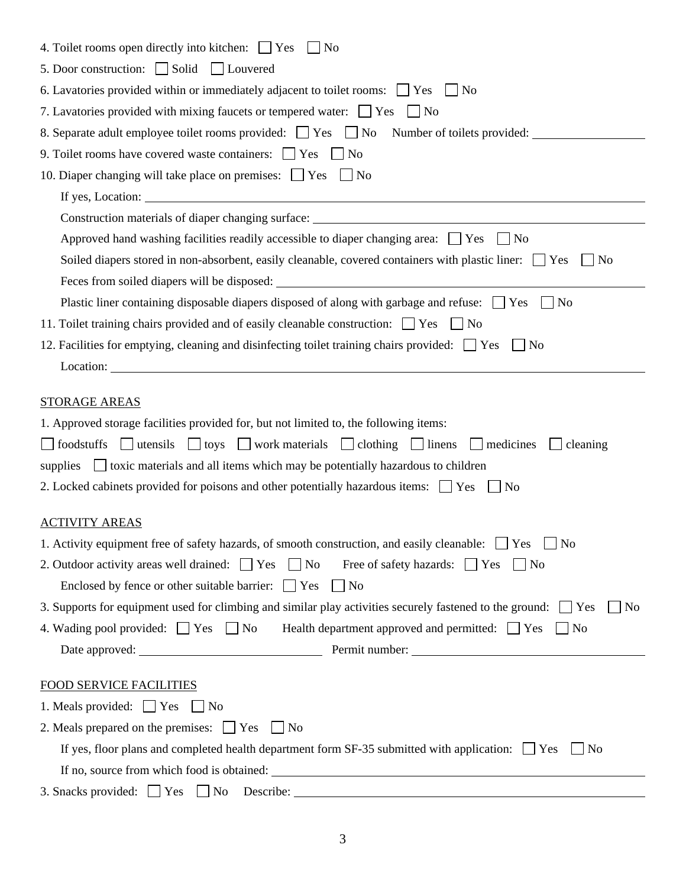4. Toilet rooms open directly into kitchen: ☐ Yes ☐ No

5. Door construction: ☐ Solid ☐ Louvered

6. Lavatories provided within or immediately adjacent to toilet rooms: ☐ Yes ☐ No

7. Lavatories provided with mixing faucets or tempered water: ☐ Yes ☐ No

8. Separate adult employee toilet rooms provided: ☐ Yes ☐ No Number of toilets provided: ____________

9. Toilet rooms have covered waste containers: ☐ Yes ☐ No

10. Diaper changing will take place on premises: ☐ Yes ☐ No

  If yes, Location: ____________

  Construction materials of diaper changing surface: ____________

  Approved hand washing facilities readily accessible to diaper changing area: ☐ Yes ☐ No

  Soiled diapers stored in non-absorbent, easily cleanable, covered containers with plastic liner: ☐ Yes ☐ No

  Feces from soiled diapers will be disposed: ____________

  Plastic liner containing disposable diapers disposed of along with garbage and refuse: ☐ Yes ☐ No

11. Toilet training chairs provided and of easily cleanable construction: ☐ Yes ☐ No

12. Facilities for emptying, cleaning and disinfecting toilet training chairs provided: ☐ Yes ☐ No

  Location: ____________

STORAGE AREAS

1. Approved storage facilities provided for, but not limited to, the following items:

☐ foodstuffs ☐ utensils ☐ toys ☐ work materials ☐ clothing ☐ linens ☐ medicines ☐ cleaning supplies ☐ toxic materials and all items which may be potentially hazardous to children

2. Locked cabinets provided for poisons and other potentially hazardous items: ☐ Yes ☐ No

ACTIVITY AREAS

1. Activity equipment free of safety hazards, of smooth construction, and easily cleanable: ☐ Yes ☐ No

2. Outdoor activity areas well drained: ☐ Yes ☐ No Free of safety hazards: ☐ Yes ☐ No

  Enclosed by fence or other suitable barrier: ☐ Yes ☐ No

3. Supports for equipment used for climbing and similar play activities securely fastened to the ground: ☐ Yes ☐ No

4. Wading pool provided: ☐ Yes ☐ No Health department approved and permitted: ☐ Yes ☐ No

  Date approved: ____________ Permit number: ____________

FOOD SERVICE FACILITIES

1. Meals provided: ☐ Yes ☐ No

2. Meals prepared on the premises: ☐ Yes ☐ No

  If yes, floor plans and completed health department form SF-35 submitted with application: ☐ Yes ☐ No

  If no, source from which food is obtained: ____________

3. Snacks provided: ☐ Yes ☐ No Describe: ____________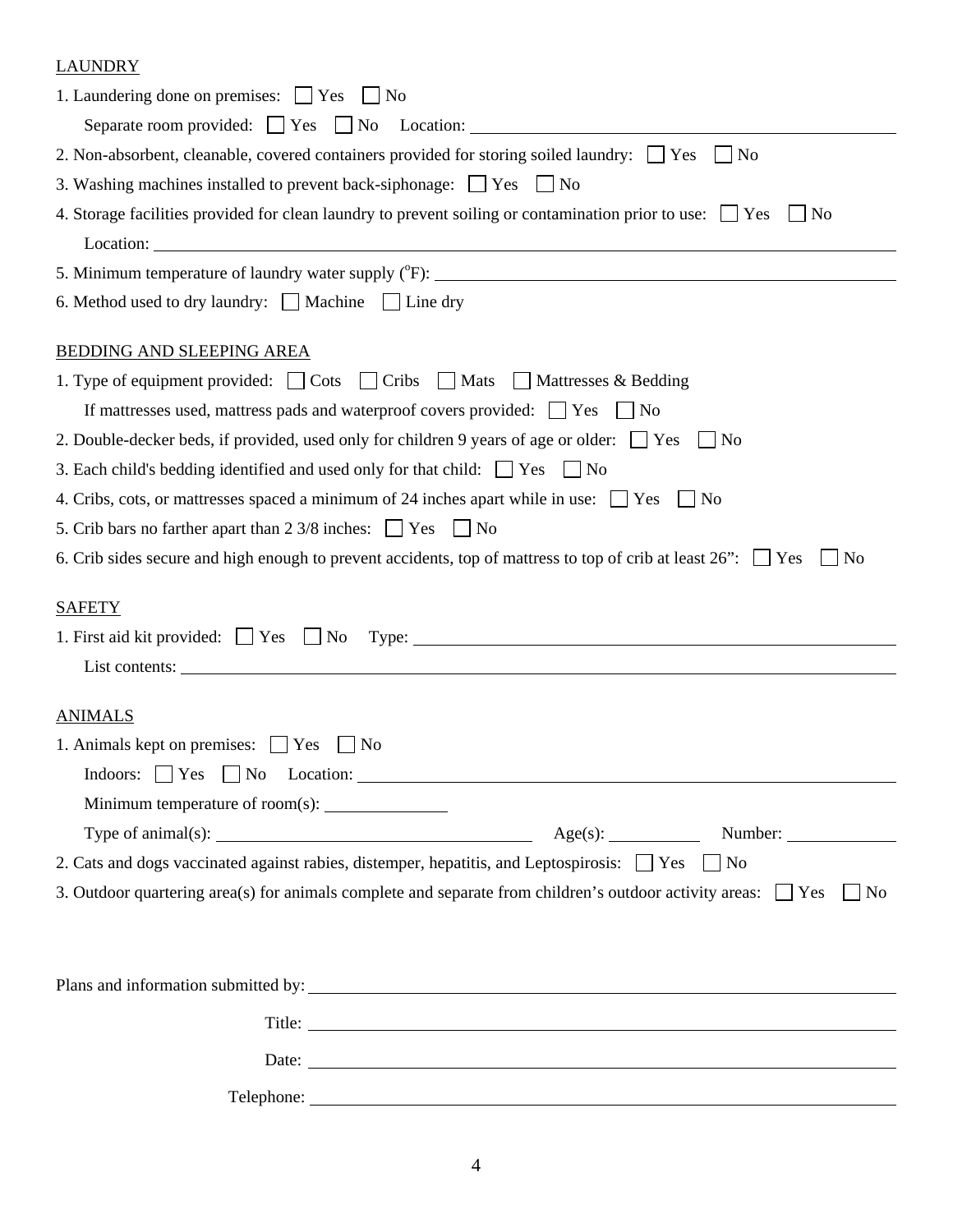LAUNDRY

1. Laundering done on premises: ☐ Yes ☐ No

   Separate room provided: ☐ Yes ☐ No Location: \_\_\_\_\_\_\_\_\_\_\_\_\_\_\_\_\_\_\_\_

2. Non-absorbent, cleanable, covered containers provided for storing soiled laundry: ☐ Yes ☐ No

3. Washing machines installed to prevent back-siphonage: ☐ Yes ☐ No

4. Storage facilities provided for clean laundry to prevent soiling or contamination prior to use: ☐ Yes ☐ No

   Location: \_\_\_\_\_\_\_\_\_\_\_\_\_\_\_\_\_\_\_\_

5. Minimum temperature of laundry water supply ($^{o}$F): \_\_\_\_\_\_\_\_\_\_\_\_\_\_\_\_\_\_\_\_

6. Method used to dry laundry: ☐ Machine ☐ Line dry

BEDDING AND SLEEPING AREA

1. Type of equipment provided: ☐ Cots ☐ Cribs ☐ Mats ☐ Mattresses & Bedding

   If mattresses used, mattress pads and waterproof covers provided: ☐ Yes ☐ No

2. Double-decker beds, if provided, used only for children 9 years of age or older: ☐ Yes ☐ No

3. Each child's bedding identified and used only for that child: ☐ Yes ☐ No

4. Cribs, cots, or mattresses spaced a minimum of 24 inches apart while in use: ☐ Yes ☐ No

5. Crib bars no farther apart than 2 3/8 inches: ☐ Yes ☐ No

6. Crib sides secure and high enough to prevent accidents, top of mattress to top of crib at least 26": ☐ Yes ☐ No

SAFETY

1. First aid kit provided: ☐ Yes ☐ No Type: \_\_\_\_\_\_\_\_\_\_\_\_\_\_\_\_\_\_\_\_

   List contents: \_\_\_\_\_\_\_\_\_\_\_\_\_\_\_\_\_\_\_\_

ANIMALS

1. Animals kept on premises: ☐ Yes ☐ No

   Indoors: ☐ Yes ☐ No Location: \_\_\_\_\_\_\_\_\_\_\_\_\_\_\_\_\_\_\_\_

   Minimum temperature of room(s): \_\_\_\_\_\_\_\_\_\_

   Type of animal(s): \_\_\_\_\_\_\_\_\_\_\_\_\_\_\_\_\_\_\_\_ Age(s): \_\_\_\_\_\_\_\_ Number: \_\_\_\_\_\_\_\_

2. Cats and dogs vaccinated against rabies, distemper, hepatitis, and Leptospirosis: ☐ Yes ☐ No

3. Outdoor quartering area(s) for animals complete and separate from children's outdoor activity areas: ☐ Yes ☐ No

Plans and information submitted by: \_\_\_\_\_\_\_\_\_\_\_\_\_\_\_\_\_\_\_\_

Title: \_\_\_\_\_\_\_\_\_\_\_\_\_\_\_\_\_\_\_\_

Date: \_\_\_\_\_\_\_\_\_\_\_\_\_\_\_\_\_\_\_\_

Telephone: \_\_\_\_\_\_\_\_\_\_\_\_\_\_\_\_\_\_\_\_